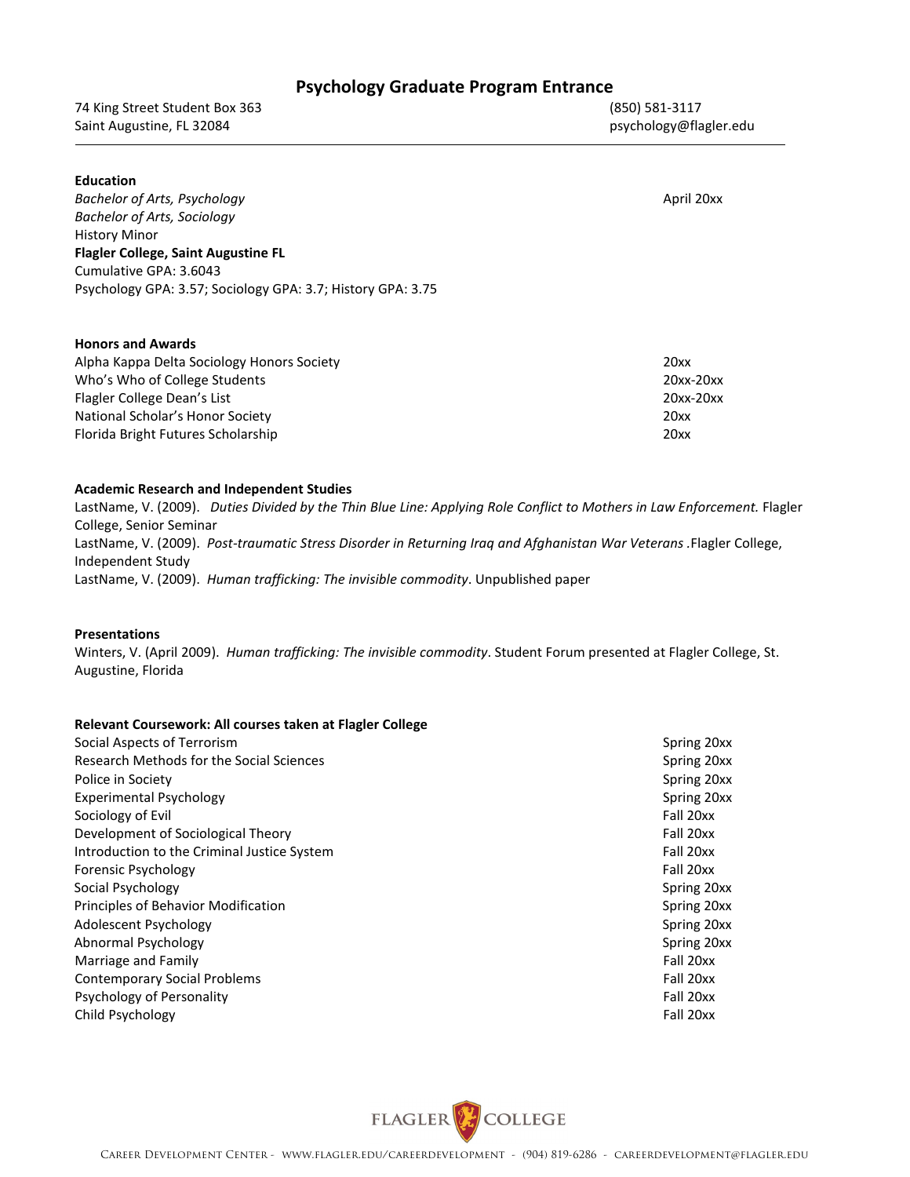# Psychology Graduate Program Entrance

74 King Street Student Box 363
Saint Augustine, FL 32084

(850) 581-3117
psychology@flagler.edu

---

**Education**

*Bachelor of Arts, Psychology* — April 20xx
*Bachelor of Arts, Sociology*
History Minor
**Flagler College, Saint Augustine FL**
Cumulative GPA: 3.6043
Psychology GPA: 3.57; Sociology GPA: 3.7; History GPA: 3.75

**Honors and Awards**

| | |
|---|---|
| Alpha Kappa Delta Sociology Honors Society | 20xx |
| Who's Who of College Students | 20xx-20xx |
| Flagler College Dean's List | 20xx-20xx |
| National Scholar's Honor Society | 20xx |
| Florida Bright Futures Scholarship | 20xx |

**Academic Research and Independent Studies**

LastName, V. (2009). *Duties Divided by the Thin Blue Line: Applying Role Conflict to Mothers in Law Enforcement.* Flagler College, Senior Seminar
LastName, V. (2009). *Post-traumatic Stress Disorder in Returning Iraq and Afghanistan War Veterans* .Flagler College, Independent Study
LastName, V. (2009). *Human trafficking: The invisible commodity*. Unpublished paper

**Presentations**

Winters, V. (April 2009). *Human trafficking: The invisible commodity*. Student Forum presented at Flagler College, St. Augustine, Florida

**Relevant Coursework: All courses taken at Flagler College**

| | |
|---|---|
| Social Aspects of Terrorism | Spring 20xx |
| Research Methods for the Social Sciences | Spring 20xx |
| Police in Society | Spring 20xx |
| Experimental Psychology | Spring 20xx |
| Sociology of Evil | Fall 20xx |
| Development of Sociological Theory | Fall 20xx |
| Introduction to the Criminal Justice System | Fall 20xx |
| Forensic Psychology | Fall 20xx |
| Social Psychology | Spring 20xx |
| Principles of Behavior Modification | Spring 20xx |
| Adolescent Psychology | Spring 20xx |
| Abnormal Psychology | Spring 20xx |
| Marriage and Family | Fall 20xx |
| Contemporary Social Problems | Fall 20xx |
| Psychology of Personality | Fall 20xx |
| Child Psychology | Fall 20xx |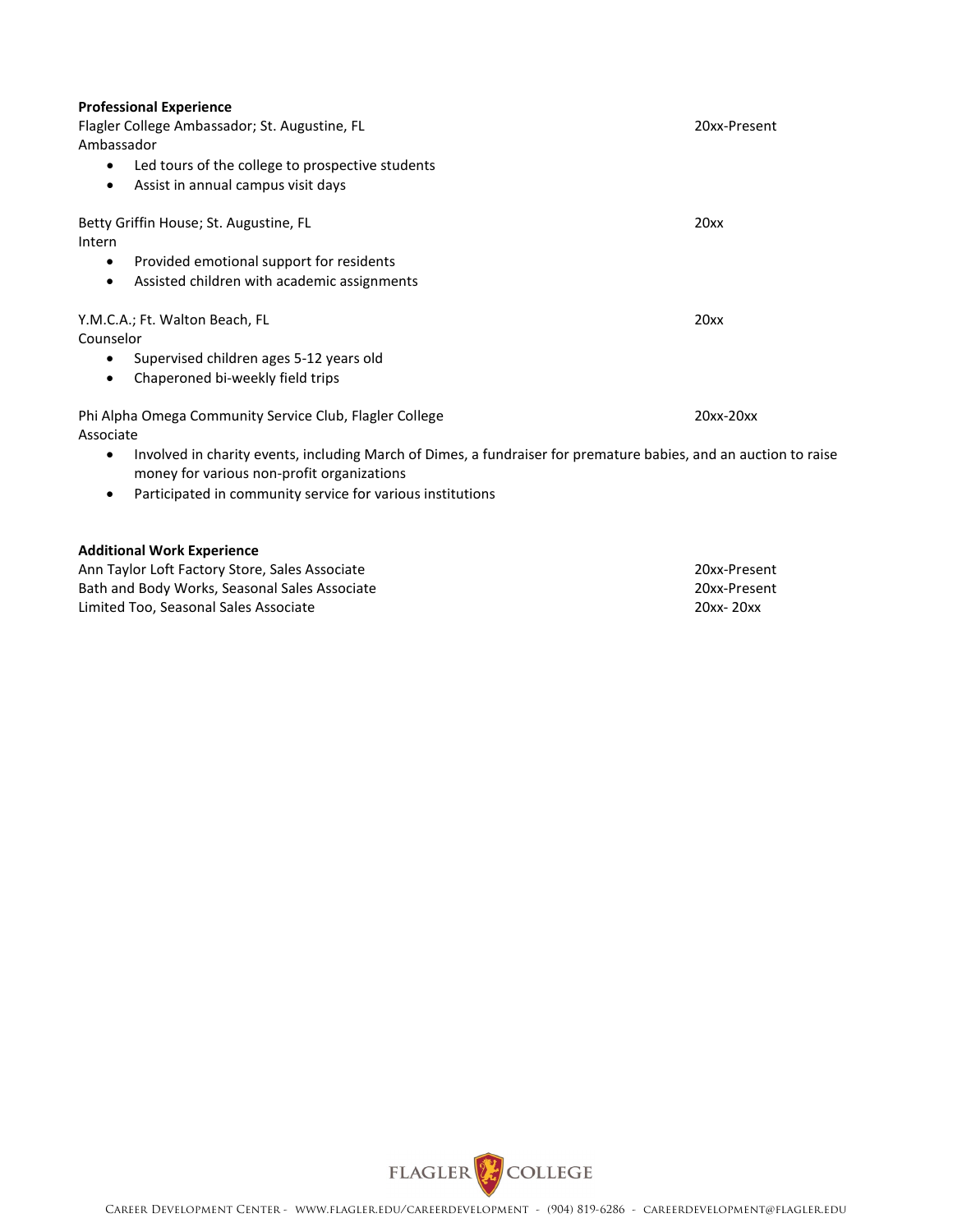**Professional Experience**

Flagler College Ambassador; St. Augustine, FL 20xx-Present
Ambassador

- Led tours of the college to prospective students
- Assist in annual campus visit days

Betty Griffin House; St. Augustine, FL 20xx
Intern

- Provided emotional support for residents
- Assisted children with academic assignments

Y.M.C.A.; Ft. Walton Beach, FL 20xx
Counselor

- Supervised children ages 5-12 years old
- Chaperoned bi-weekly field trips

Phi Alpha Omega Community Service Club, Flagler College 20xx-20xx
Associate

- Involved in charity events, including March of Dimes, a fundraiser for premature babies, and an auction to raise money for various non-profit organizations
- Participated in community service for various institutions

**Additional Work Experience**

Ann Taylor Loft Factory Store, Sales Associate 20xx-Present
Bath and Body Works, Seasonal Sales Associate 20xx-Present
Limited Too, Seasonal Sales Associate 20xx- 20xx